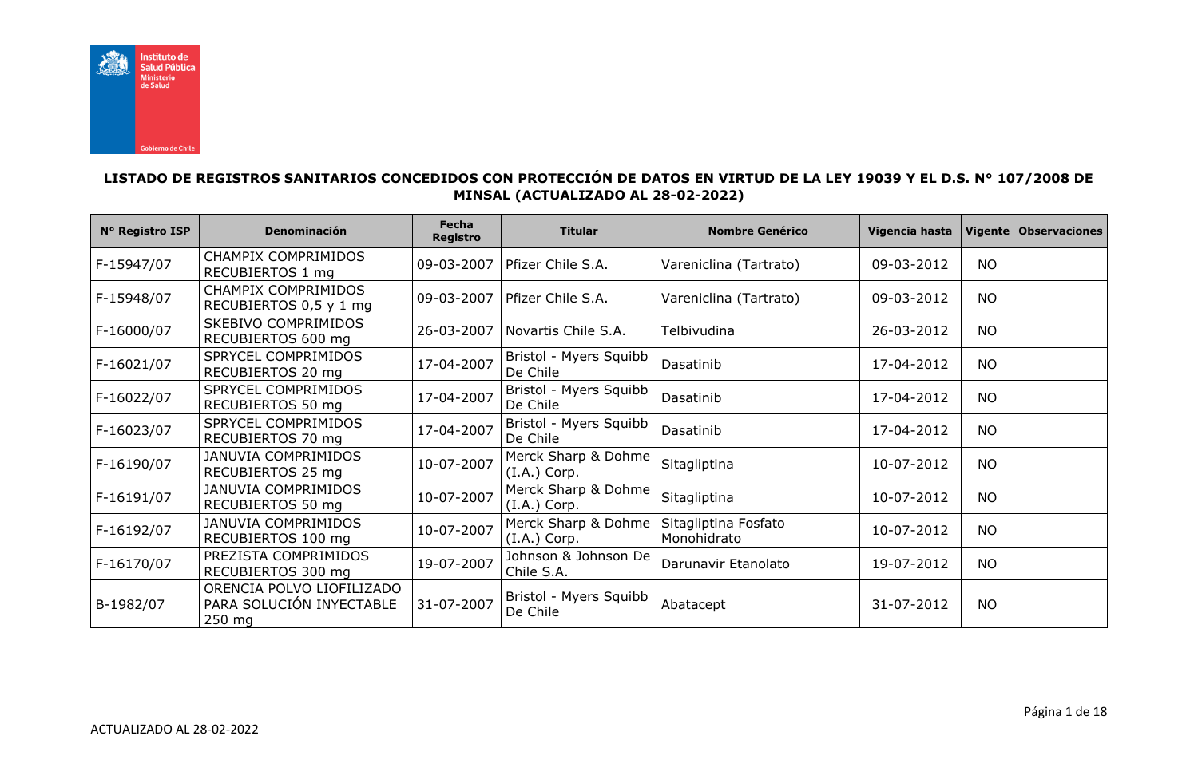**LISTADO DE REGISTROS SANITARIOS CONCEDIDOS CON PROTECCIÓN DE DATOS EN VIRTUD DE LA LEY 19039 Y EL D.S. N° 107/2008 DE MINSAL (ACTUALIZADO AL 28-02-2022)**

| N° Registro ISP | Denominación | Fecha Registro | Titular | Nombre Genérico | Vigencia hasta | Vigente | Observaciones |
|---|---|---|---|---|---|---|---|
| F-15947/07 | CHAMPIX COMPRIMIDOS RECUBIERTOS 1 mg | 09-03-2007 | Pfizer Chile S.A. | Vareniclina (Tartrato) | 09-03-2012 | NO | |
| F-15948/07 | CHAMPIX COMPRIMIDOS RECUBIERTOS 0,5 y 1 mg | 09-03-2007 | Pfizer Chile S.A. | Vareniclina (Tartrato) | 09-03-2012 | NO | |
| F-16000/07 | SKEBIVO COMPRIMIDOS RECUBIERTOS 600 mg | 26-03-2007 | Novartis Chile S.A. | Telbivudina | 26-03-2012 | NO | |
| F-16021/07 | SPRYCEL COMPRIMIDOS RECUBIERTOS 20 mg | 17-04-2007 | Bristol - Myers Squibb De Chile | Dasatinib | 17-04-2012 | NO | |
| F-16022/07 | SPRYCEL COMPRIMIDOS RECUBIERTOS 50 mg | 17-04-2007 | Bristol - Myers Squibb De Chile | Dasatinib | 17-04-2012 | NO | |
| F-16023/07 | SPRYCEL COMPRIMIDOS RECUBIERTOS 70 mg | 17-04-2007 | Bristol - Myers Squibb De Chile | Dasatinib | 17-04-2012 | NO | |
| F-16190/07 | JANUVIA COMPRIMIDOS RECUBIERTOS 25 mg | 10-07-2007 | Merck Sharp & Dohme (I.A.) Corp. | Sitagliptina | 10-07-2012 | NO | |
| F-16191/07 | JANUVIA COMPRIMIDOS RECUBIERTOS 50 mg | 10-07-2007 | Merck Sharp & Dohme (I.A.) Corp. | Sitagliptina | 10-07-2012 | NO | |
| F-16192/07 | JANUVIA COMPRIMIDOS RECUBIERTOS 100 mg | 10-07-2007 | Merck Sharp & Dohme (I.A.) Corp. | Sitagliptina Fosfato Monohidrato | 10-07-2012 | NO | |
| F-16170/07 | PREZISTA COMPRIMIDOS RECUBIERTOS 300 mg | 19-07-2007 | Johnson & Johnson De Chile S.A. | Darunavir Etanolato | 19-07-2012 | NO | |
| B-1982/07 | ORENCIA POLVO LIOFILIZADO PARA SOLUCIÓN INYECTABLE 250 mg | 31-07-2007 | Bristol - Myers Squibb De Chile | Abatacept | 31-07-2012 | NO | |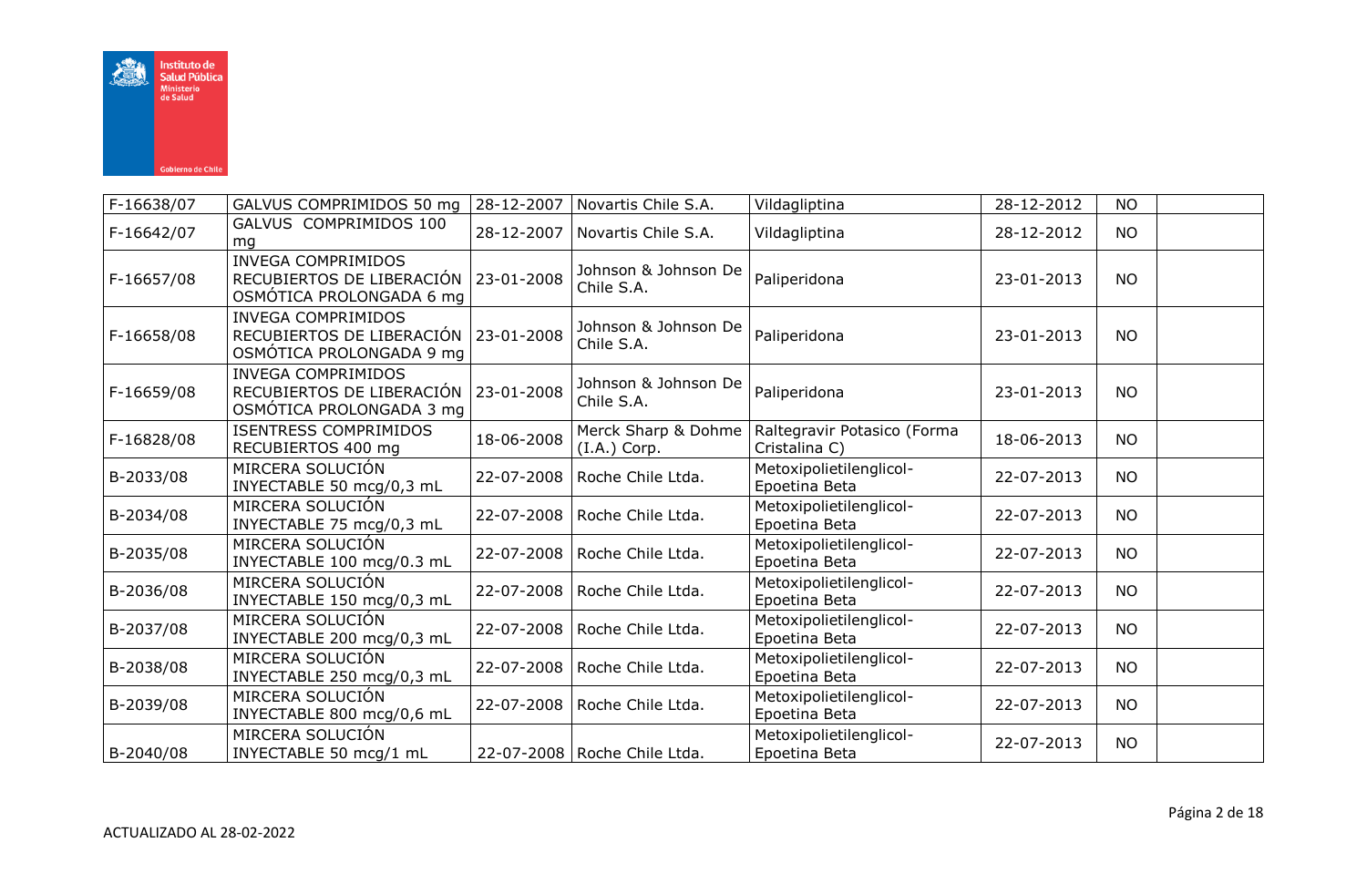| | | | | | | | |
|---|---|---|---|---|---|---|---|
| F-16638/07 | GALVUS COMPRIMIDOS 50 mg | 28-12-2007 | Novartis Chile S.A. | Vildagliptina | 28-12-2012 | NO | |
| F-16642/07 | GALVUS COMPRIMIDOS 100 mg | 28-12-2007 | Novartis Chile S.A. | Vildagliptina | 28-12-2012 | NO | |
| F-16657/08 | INVEGA COMPRIMIDOS RECUBIERTOS DE LIBERACIÓN OSMÓTICA PROLONGADA 6 mg | 23-01-2008 | Johnson & Johnson De Chile S.A. | Paliperidona | 23-01-2013 | NO | |
| F-16658/08 | INVEGA COMPRIMIDOS RECUBIERTOS DE LIBERACIÓN OSMÓTICA PROLONGADA 9 mg | 23-01-2008 | Johnson & Johnson De Chile S.A. | Paliperidona | 23-01-2013 | NO | |
| F-16659/08 | INVEGA COMPRIMIDOS RECUBIERTOS DE LIBERACIÓN OSMÓTICA PROLONGADA 3 mg | 23-01-2008 | Johnson & Johnson De Chile S.A. | Paliperidona | 23-01-2013 | NO | |
| F-16828/08 | ISENTRESS COMPRIMIDOS RECUBIERTOS 400 mg | 18-06-2008 | Merck Sharp & Dohme (I.A.) Corp. | Raltegravir Potasico (Forma Cristalina C) | 18-06-2013 | NO | |
| B-2033/08 | MIRCERA SOLUCIÓN INYECTABLE 50 mcg/0,3 mL | 22-07-2008 | Roche Chile Ltda. | Metoxipolietilenglicol-Epoetina Beta | 22-07-2013 | NO | |
| B-2034/08 | MIRCERA SOLUCIÓN INYECTABLE 75 mcg/0,3 mL | 22-07-2008 | Roche Chile Ltda. | Metoxipolietilenglicol-Epoetina Beta | 22-07-2013 | NO | |
| B-2035/08 | MIRCERA SOLUCIÓN INYECTABLE 100 mcg/0.3 mL | 22-07-2008 | Roche Chile Ltda. | Metoxipolietilenglicol-Epoetina Beta | 22-07-2013 | NO | |
| B-2036/08 | MIRCERA SOLUCIÓN INYECTABLE 150 mcg/0,3 mL | 22-07-2008 | Roche Chile Ltda. | Metoxipolietilenglicol-Epoetina Beta | 22-07-2013 | NO | |
| B-2037/08 | MIRCERA SOLUCIÓN INYECTABLE 200 mcg/0,3 mL | 22-07-2008 | Roche Chile Ltda. | Metoxipolietilenglicol-Epoetina Beta | 22-07-2013 | NO | |
| B-2038/08 | MIRCERA SOLUCIÓN INYECTABLE 250 mcg/0,3 mL | 22-07-2008 | Roche Chile Ltda. | Metoxipolietilenglicol-Epoetina Beta | 22-07-2013 | NO | |
| B-2039/08 | MIRCERA SOLUCIÓN INYECTABLE 800 mcg/0,6 mL | 22-07-2008 | Roche Chile Ltda. | Metoxipolietilenglicol-Epoetina Beta | 22-07-2013 | NO | |
| B-2040/08 | MIRCERA SOLUCIÓN INYECTABLE 50 mcg/1 mL | 22-07-2008 | Roche Chile Ltda. | Metoxipolietilenglicol-Epoetina Beta | 22-07-2013 | NO | |

ACTUALIZADO AL 28-02-2022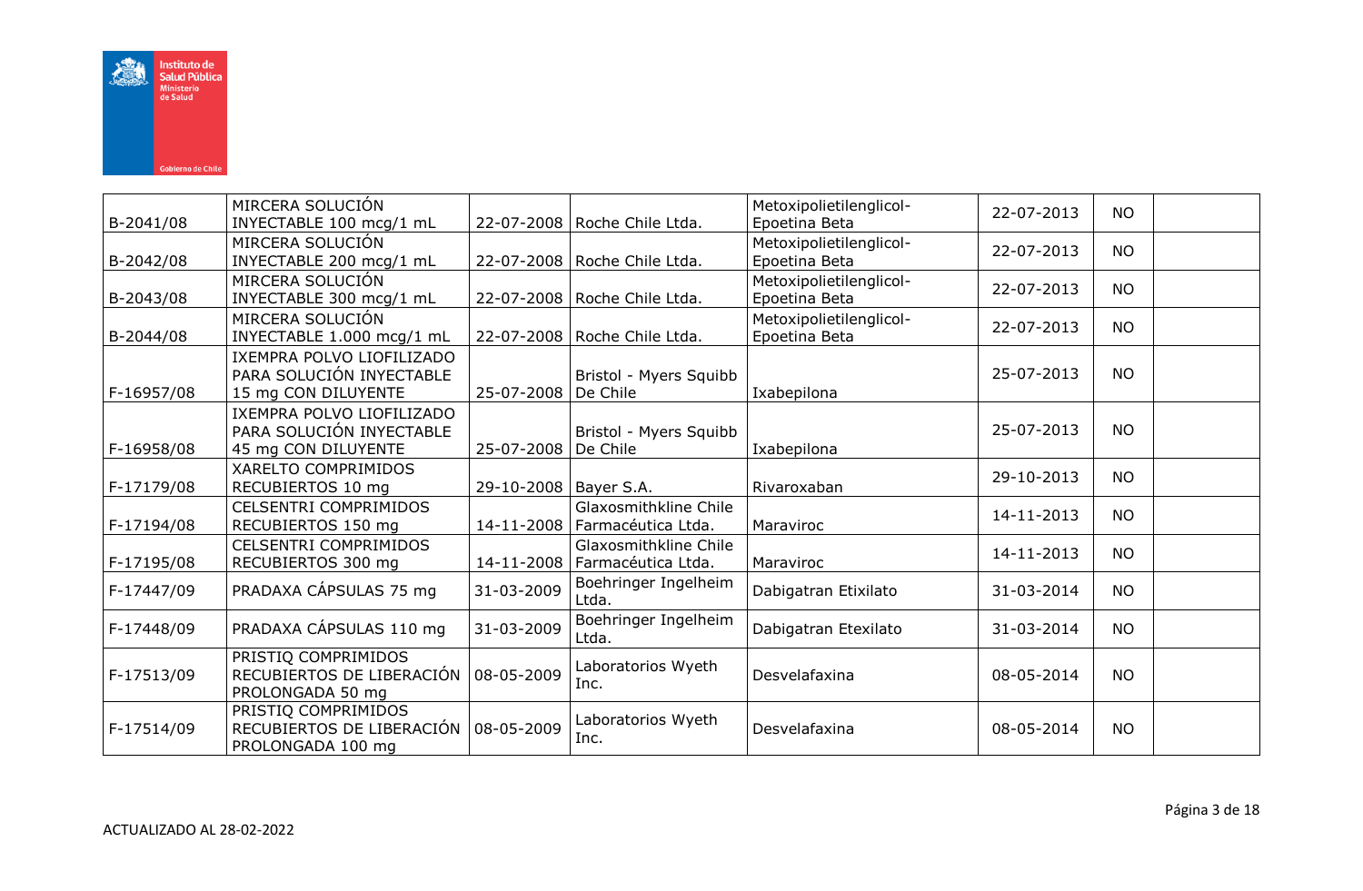| | | | | | | | |
|---|---|---|---|---|---|---|---|
| B-2041/08 | MIRCERA SOLUCIÓN INYECTABLE 100 mcg/1 mL | 22-07-2008 | Roche Chile Ltda. | Metoxipolietilenglicol-Epoetina Beta | 22-07-2013 | NO | |
| B-2042/08 | MIRCERA SOLUCIÓN INYECTABLE 200 mcg/1 mL | 22-07-2008 | Roche Chile Ltda. | Metoxipolietilenglicol-Epoetina Beta | 22-07-2013 | NO | |
| B-2043/08 | MIRCERA SOLUCIÓN INYECTABLE 300 mcg/1 mL | 22-07-2008 | Roche Chile Ltda. | Metoxipolietilenglicol-Epoetina Beta | 22-07-2013 | NO | |
| B-2044/08 | MIRCERA SOLUCIÓN INYECTABLE 1.000 mcg/1 mL | 22-07-2008 | Roche Chile Ltda. | Metoxipolietilenglicol-Epoetina Beta | 22-07-2013 | NO | |
| F-16957/08 | IXEMPRA POLVO LIOFILIZADO PARA SOLUCIÓN INYECTABLE 15 mg CON DILUYENTE | 25-07-2008 | Bristol - Myers Squibb De Chile | Ixabepilona | 25-07-2013 | NO | |
| F-16958/08 | IXEMPRA POLVO LIOFILIZADO PARA SOLUCIÓN INYECTABLE 45 mg CON DILUYENTE | 25-07-2008 | Bristol - Myers Squibb De Chile | Ixabepilona | 25-07-2013 | NO | |
| F-17179/08 | XARELTO COMPRIMIDOS RECUBIERTOS 10 mg | 29-10-2008 | Bayer S.A. | Rivaroxaban | 29-10-2013 | NO | |
| F-17194/08 | CELSENTRI COMPRIMIDOS RECUBIERTOS 150 mg | 14-11-2008 | Glaxosmithkline Chile Farmacéutica Ltda. | Maraviroc | 14-11-2013 | NO | |
| F-17195/08 | CELSENTRI COMPRIMIDOS RECUBIERTOS 300 mg | 14-11-2008 | Glaxosmithkline Chile Farmacéutica Ltda. | Maraviroc | 14-11-2013 | NO | |
| F-17447/09 | PRADAXA CÁPSULAS 75 mg | 31-03-2009 | Boehringer Ingelheim Ltda. | Dabigatran Etixilato | 31-03-2014 | NO | |
| F-17448/09 | PRADAXA CÁPSULAS 110 mg | 31-03-2009 | Boehringer Ingelheim Ltda. | Dabigatran Etexilato | 31-03-2014 | NO | |
| F-17513/09 | PRISTIQ COMPRIMIDOS RECUBIERTOS DE LIBERACIÓN PROLONGADA 50 mg | 08-05-2009 | Laboratorios Wyeth Inc. | Desvelafaxina | 08-05-2014 | NO | |
| F-17514/09 | PRISTIQ COMPRIMIDOS RECUBIERTOS DE LIBERACIÓN PROLONGADA 100 mg | 08-05-2009 | Laboratorios Wyeth Inc. | Desvelafaxina | 08-05-2014 | NO | |

ACTUALIZADO AL 28-02-2022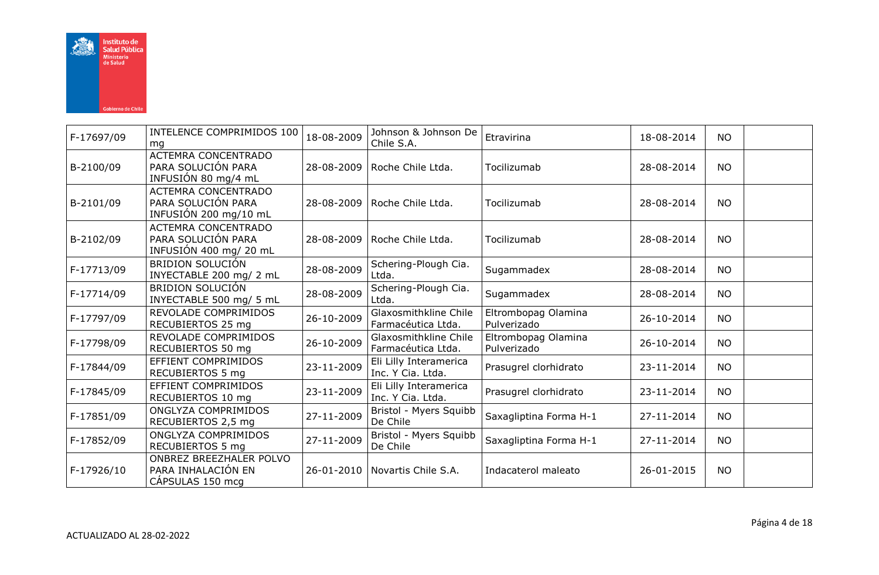| | | | | | | | |
|---|---|---|---|---|---|---|---|
| F-17697/09 | INTELENCE COMPRIMIDOS 100 mg | 18-08-2009 | Johnson & Johnson De Chile S.A. | Etravirina | 18-08-2014 | NO | |
| B-2100/09 | ACTEMRA CONCENTRADO PARA SOLUCIÓN PARA INFUSIÓN 80 mg/4 mL | 28-08-2009 | Roche Chile Ltda. | Tocilizumab | 28-08-2014 | NO | |
| B-2101/09 | ACTEMRA CONCENTRADO PARA SOLUCIÓN PARA INFUSIÓN 200 mg/10 mL | 28-08-2009 | Roche Chile Ltda. | Tocilizumab | 28-08-2014 | NO | |
| B-2102/09 | ACTEMRA CONCENTRADO PARA SOLUCIÓN PARA INFUSIÓN 400 mg/ 20 mL | 28-08-2009 | Roche Chile Ltda. | Tocilizumab | 28-08-2014 | NO | |
| F-17713/09 | BRIDION SOLUCIÓN INYECTABLE 200 mg/ 2 mL | 28-08-2009 | Schering-Plough Cia. Ltda. | Sugammadex | 28-08-2014 | NO | |
| F-17714/09 | BRIDION SOLUCIÓN INYECTABLE 500 mg/ 5 mL | 28-08-2009 | Schering-Plough Cia. Ltda. | Sugammadex | 28-08-2014 | NO | |
| F-17797/09 | REVOLADE COMPRIMIDOS RECUBIERTOS 25 mg | 26-10-2009 | Glaxosmithkline Chile Farmacéutica Ltda. | Eltrombopag Olamina Pulverizado | 26-10-2014 | NO | |
| F-17798/09 | REVOLADE COMPRIMIDOS RECUBIERTOS 50 mg | 26-10-2009 | Glaxosmithkline Chile Farmacéutica Ltda. | Eltrombopag Olamina Pulverizado | 26-10-2014 | NO | |
| F-17844/09 | EFFIENT COMPRIMIDOS RECUBIERTOS 5 mg | 23-11-2009 | Eli Lilly Interamerica Inc. Y Cia. Ltda. | Prasugrel clorhidrato | 23-11-2014 | NO | |
| F-17845/09 | EFFIENT COMPRIMIDOS RECUBIERTOS 10 mg | 23-11-2009 | Eli Lilly Interamerica Inc. Y Cia. Ltda. | Prasugrel clorhidrato | 23-11-2014 | NO | |
| F-17851/09 | ONGLYZA COMPRIMIDOS RECUBIERTOS 2,5 mg | 27-11-2009 | Bristol - Myers Squibb De Chile | Saxagliptina Forma H-1 | 27-11-2014 | NO | |
| F-17852/09 | ONGLYZA COMPRIMIDOS RECUBIERTOS 5 mg | 27-11-2009 | Bristol - Myers Squibb De Chile | Saxagliptina Forma H-1 | 27-11-2014 | NO | |
| F-17926/10 | ONBREZ BREEZHALER POLVO PARA INHALACIÓN EN CÁPSULAS 150 mcg | 26-01-2010 | Novartis Chile S.A. | Indacaterol maleato | 26-01-2015 | NO | |

ACTUALIZADO AL 28-02-2022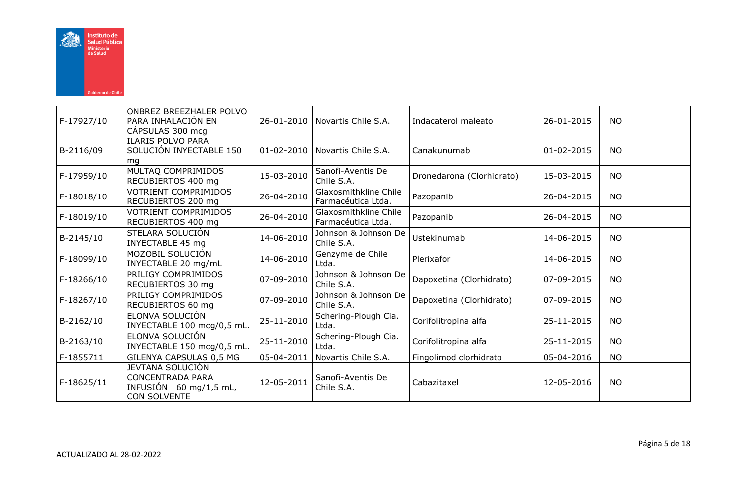| | | | | | | | |
|---|---|---|---|---|---|---|---|
| F-17927/10 | ONBREZ BREEZHALER POLVO PARA INHALACIÓN EN CÁPSULAS 300 mcg | 26-01-2010 | Novartis Chile S.A. | Indacaterol maleato | 26-01-2015 | NO | |
| B-2116/09 | ILARIS POLVO PARA SOLUCIÓN INYECTABLE 150 mg | 01-02-2010 | Novartis Chile S.A. | Canakunumab | 01-02-2015 | NO | |
| F-17959/10 | MULTAQ COMPRIMIDOS RECUBIERTOS 400 mg | 15-03-2010 | Sanofi-Aventis De Chile S.A. | Dronedarona (Clorhidrato) | 15-03-2015 | NO | |
| F-18018/10 | VOTRIENT COMPRIMIDOS RECUBIERTOS 200 mg | 26-04-2010 | Glaxosmithkline Chile Farmacéutica Ltda. | Pazopanib | 26-04-2015 | NO | |
| F-18019/10 | VOTRIENT COMPRIMIDOS RECUBIERTOS 400 mg | 26-04-2010 | Glaxosmithkline Chile Farmacéutica Ltda. | Pazopanib | 26-04-2015 | NO | |
| B-2145/10 | STELARA SOLUCIÓN INYECTABLE 45 mg | 14-06-2010 | Johnson & Johnson De Chile S.A. | Ustekinumab | 14-06-2015 | NO | |
| F-18099/10 | MOZOBIL SOLUCIÓN INYECTABLE 20 mg/mL | 14-06-2010 | Genzyme de Chile Ltda. | Plerixafor | 14-06-2015 | NO | |
| F-18266/10 | PRILIGY COMPRIMIDOS RECUBIERTOS 30 mg | 07-09-2010 | Johnson & Johnson De Chile S.A. | Dapoxetina (Clorhidrato) | 07-09-2015 | NO | |
| F-18267/10 | PRILIGY COMPRIMIDOS RECUBIERTOS 60 mg | 07-09-2010 | Johnson & Johnson De Chile S.A. | Dapoxetina (Clorhidrato) | 07-09-2015 | NO | |
| B-2162/10 | ELONVA SOLUCIÓN INYECTABLE 100 mcg/0,5 mL. | 25-11-2010 | Schering-Plough Cia. Ltda. | Corifolitropina alfa | 25-11-2015 | NO | |
| B-2163/10 | ELONVA SOLUCIÓN INYECTABLE 150 mcg/0,5 mL. | 25-11-2010 | Schering-Plough Cia. Ltda. | Corifolitropina alfa | 25-11-2015 | NO | |
| F-1855711 | GILENYA CAPSULAS 0,5 MG | 05-04-2011 | Novartis Chile S.A. | Fingolimod clorhidrato | 05-04-2016 | NO | |
| F-18625/11 | JEVTANA SOLUCIÓN CONCENTRADA PARA INFUSIÓN 60 mg/1,5 mL, CON SOLVENTE | 12-05-2011 | Sanofi-Aventis De Chile S.A. | Cabazitaxel | 12-05-2016 | NO | |

ACTUALIZADO AL 28-02-2022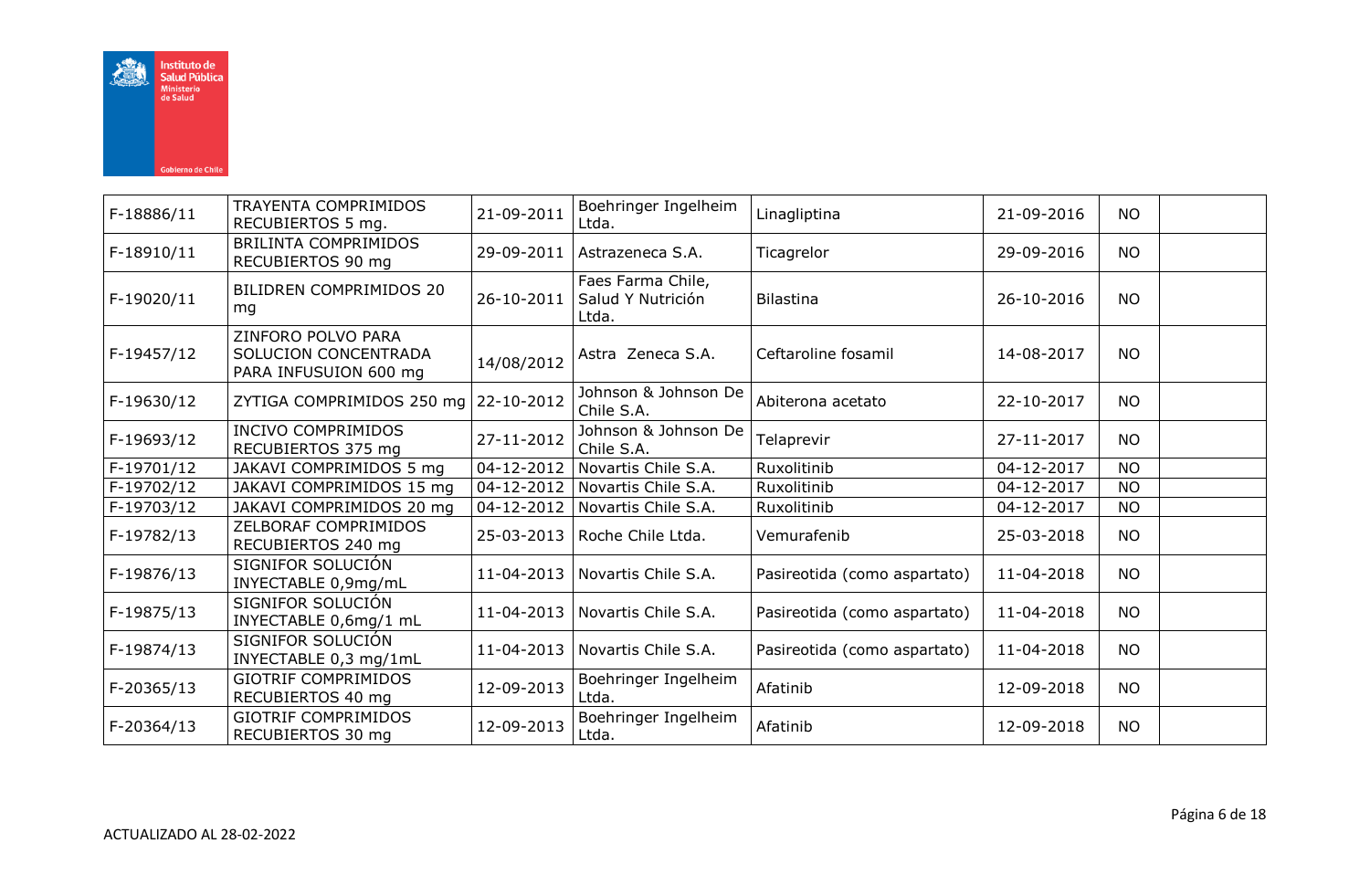| | | | | | | | |
|---|---|---|---|---|---|---|---|
| F-18886/11 | TRAYENTA COMPRIMIDOS RECUBIERTOS 5 mg. | 21-09-2011 | Boehringer Ingelheim Ltda. | Linagliptina | 21-09-2016 | NO | |
| F-18910/11 | BRILINTA COMPRIMIDOS RECUBIERTOS 90 mg | 29-09-2011 | Astrazeneca S.A. | Ticagrelor | 29-09-2016 | NO | |
| F-19020/11 | BILIDREN COMPRIMIDOS 20 mg | 26-10-2011 | Faes Farma Chile, Salud Y Nutrición Ltda. | Bilastina | 26-10-2016 | NO | |
| F-19457/12 | ZINFORO POLVO PARA SOLUCION CONCENTRADA PARA INFUSUION 600 mg | 14/08/2012 | Astra Zeneca S.A. | Ceftaroline fosamil | 14-08-2017 | NO | |
| F-19630/12 | ZYTIGA COMPRIMIDOS 250 mg | 22-10-2012 | Johnson & Johnson De Chile S.A. | Abiterona acetato | 22-10-2017 | NO | |
| F-19693/12 | INCIVO COMPRIMIDOS RECUBIERTOS 375 mg | 27-11-2012 | Johnson & Johnson De Chile S.A. | Telaprevir | 27-11-2017 | NO | |
| F-19701/12 | JAKAVI COMPRIMIDOS 5 mg | 04-12-2012 | Novartis Chile S.A. | Ruxolitinib | 04-12-2017 | NO | |
| F-19702/12 | JAKAVI COMPRIMIDOS 15 mg | 04-12-2012 | Novartis Chile S.A. | Ruxolitinib | 04-12-2017 | NO | |
| F-19703/12 | JAKAVI COMPRIMIDOS 20 mg | 04-12-2012 | Novartis Chile S.A. | Ruxolitinib | 04-12-2017 | NO | |
| F-19782/13 | ZELBORAF COMPRIMIDOS RECUBIERTOS 240 mg | 25-03-2013 | Roche Chile Ltda. | Vemurafenib | 25-03-2018 | NO | |
| F-19876/13 | SIGNIFOR SOLUCIÓN INYECTABLE 0,9mg/mL | 11-04-2013 | Novartis Chile S.A. | Pasireotida (como aspartato) | 11-04-2018 | NO | |
| F-19875/13 | SIGNIFOR SOLUCIÓN INYECTABLE 0,6mg/1 mL | 11-04-2013 | Novartis Chile S.A. | Pasireotida (como aspartato) | 11-04-2018 | NO | |
| F-19874/13 | SIGNIFOR SOLUCIÓN INYECTABLE 0,3 mg/1mL | 11-04-2013 | Novartis Chile S.A. | Pasireotida (como aspartato) | 11-04-2018 | NO | |
| F-20365/13 | GIOTRIF COMPRIMIDOS RECUBIERTOS 40 mg | 12-09-2013 | Boehringer Ingelheim Ltda. | Afatinib | 12-09-2018 | NO | |
| F-20364/13 | GIOTRIF COMPRIMIDOS RECUBIERTOS 30 mg | 12-09-2013 | Boehringer Ingelheim Ltda. | Afatinib | 12-09-2018 | NO | |

ACTUALIZADO AL 28-02-2022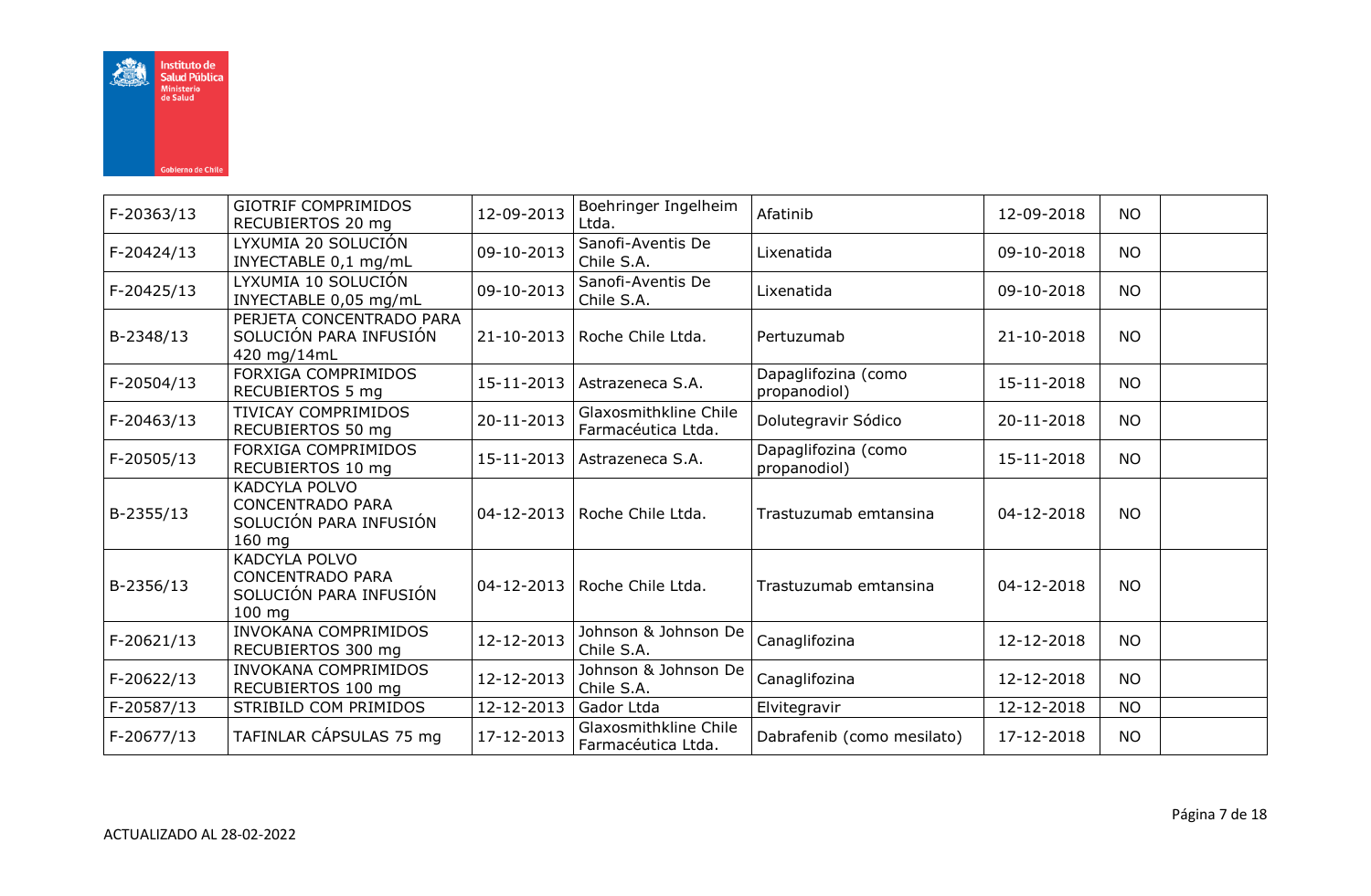| F-20363/13 | GIOTRIF COMPRIMIDOS RECUBIERTOS 20 mg | 12-09-2013 | Boehringer Ingelheim Ltda. | Afatinib | 12-09-2018 | NO | |
|---|---|---|---|---|---|---|---|
| F-20424/13 | LYXUMIA 20 SOLUCIÓN INYECTABLE 0,1 mg/mL | 09-10-2013 | Sanofi-Aventis De Chile S.A. | Lixenatida | 09-10-2018 | NO | |
| F-20425/13 | LYXUMIA 10 SOLUCIÓN INYECTABLE 0,05 mg/mL | 09-10-2013 | Sanofi-Aventis De Chile S.A. | Lixenatida | 09-10-2018 | NO | |
| B-2348/13 | PERJETA CONCENTRADO PARA SOLUCIÓN PARA INFUSIÓN 420 mg/14mL | 21-10-2013 | Roche Chile Ltda. | Pertuzumab | 21-10-2018 | NO | |
| F-20504/13 | FORXIGA COMPRIMIDOS RECUBIERTOS 5 mg | 15-11-2013 | Astrazeneca S.A. | Dapaglifozina (como propanodiol) | 15-11-2018 | NO | |
| F-20463/13 | TIVICAY COMPRIMIDOS RECUBIERTOS 50 mg | 20-11-2013 | Glaxosmithkline Chile Farmacéutica Ltda. | Dolutegravir Sódico | 20-11-2018 | NO | |
| F-20505/13 | FORXIGA COMPRIMIDOS RECUBIERTOS 10 mg | 15-11-2013 | Astrazeneca S.A. | Dapaglifozina (como propanodiol) | 15-11-2018 | NO | |
| B-2355/13 | KADCYLA POLVO CONCENTRADO PARA SOLUCIÓN PARA INFUSIÓN 160 mg | 04-12-2013 | Roche Chile Ltda. | Trastuzumab emtansina | 04-12-2018 | NO | |
| B-2356/13 | KADCYLA POLVO CONCENTRADO PARA SOLUCIÓN PARA INFUSIÓN 100 mg | 04-12-2013 | Roche Chile Ltda. | Trastuzumab emtansina | 04-12-2018 | NO | |
| F-20621/13 | INVOKANA COMPRIMIDOS RECUBIERTOS 300 mg | 12-12-2013 | Johnson & Johnson De Chile S.A. | Canaglifozina | 12-12-2018 | NO | |
| F-20622/13 | INVOKANA COMPRIMIDOS RECUBIERTOS 100 mg | 12-12-2013 | Johnson & Johnson De Chile S.A. | Canaglifozina | 12-12-2018 | NO | |
| F-20587/13 | STRIBILD COM PRIMIDOS | 12-12-2013 | Gador Ltda | Elvitegravir | 12-12-2018 | NO | |
| F-20677/13 | TAFINLAR CÁPSULAS 75 mg | 17-12-2013 | Glaxosmithkline Chile Farmacéutica Ltda. | Dabrafenib (como mesilato) | 17-12-2018 | NO | |

ACTUALIZADO AL 28-02-2022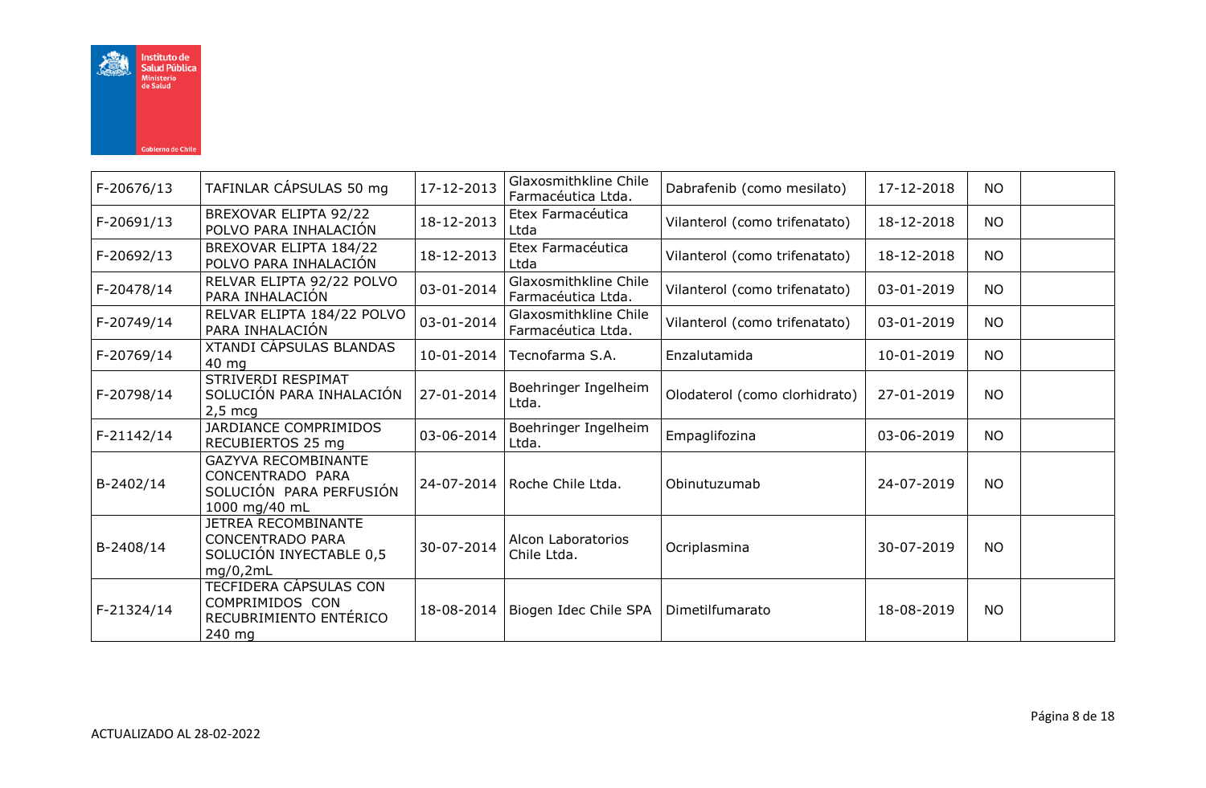| F-20676/13 | TAFINLAR CÁPSULAS 50 mg | 17-12-2013 | Glaxosmithkline Chile Farmacéutica Ltda. | Dabrafenib (como mesilato) | 17-12-2018 | NO | |
|---|---|---|---|---|---|---|---|
| F-20691/13 | BREXOVAR ELIPTA 92/22 POLVO PARA INHALACIÓN | 18-12-2013 | Etex Farmacéutica Ltda | Vilanterol (como trifenatato) | 18-12-2018 | NO | |
| F-20692/13 | BREXOVAR ELIPTA 184/22 POLVO PARA INHALACIÓN | 18-12-2013 | Etex Farmacéutica Ltda | Vilanterol (como trifenatato) | 18-12-2018 | NO | |
| F-20478/14 | RELVAR ELIPTA 92/22 POLVO PARA INHALACIÓN | 03-01-2014 | Glaxosmithkline Chile Farmacéutica Ltda. | Vilanterol (como trifenatato) | 03-01-2019 | NO | |
| F-20749/14 | RELVAR ELIPTA 184/22 POLVO PARA INHALACIÓN | 03-01-2014 | Glaxosmithkline Chile Farmacéutica Ltda. | Vilanterol (como trifenatato) | 03-01-2019 | NO | |
| F-20769/14 | XTANDI CÁPSULAS BLANDAS 40 mg | 10-01-2014 | Tecnofarma S.A. | Enzalutamida | 10-01-2019 | NO | |
| F-20798/14 | STRIVERDI RESPIMAT SOLUCIÓN PARA INHALACIÓN 2,5 mcg | 27-01-2014 | Boehringer Ingelheim Ltda. | Olodaterol (como clorhidrato) | 27-01-2019 | NO | |
| F-21142/14 | JARDIANCE COMPRIMIDOS RECUBIERTOS 25 mg | 03-06-2014 | Boehringer Ingelheim Ltda. | Empaglifozina | 03-06-2019 | NO | |
| B-2402/14 | GAZYVA RECOMBINANTE CONCENTRADO PARA SOLUCIÓN PARA PERFUSIÓN 1000 mg/40 mL | 24-07-2014 | Roche Chile Ltda. | Obinutuzumab | 24-07-2019 | NO | |
| B-2408/14 | JETREA RECOMBINANTE CONCENTRADO PARA SOLUCIÓN INYECTABLE 0,5 mg/0,2mL | 30-07-2014 | Alcon Laboratorios Chile Ltda. | Ocriplasmina | 30-07-2019 | NO | |
| F-21324/14 | TECFIDERA CÁPSULAS CON COMPRIMIDOS CON RECUBRIMIENTO ENTÉRICO 240 mg | 18-08-2014 | Biogen Idec Chile SPA | Dimetilfumarato | 18-08-2019 | NO | |

ACTUALIZADO AL 28-02-2022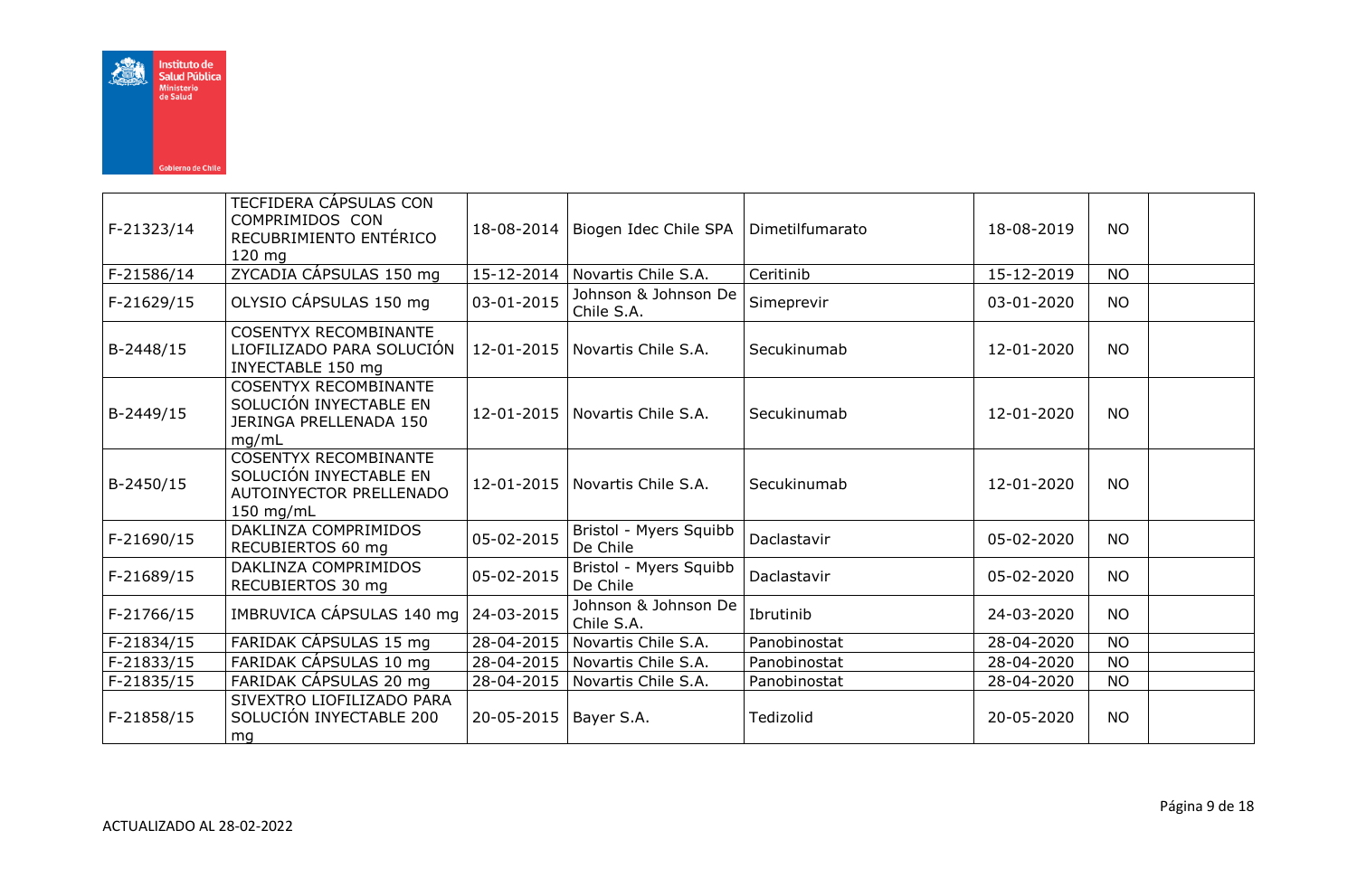| | | | | | | | |
|---|---|---|---|---|---|---|---|
| F-21323/14 | TECFIDERA CÁPSULAS CON COMPRIMIDOS CON RECUBRIMIENTO ENTÉRICO 120 mg | 18-08-2014 | Biogen Idec Chile SPA | Dimetilfumarato | 18-08-2019 | NO | |
| F-21586/14 | ZYCADIA CÁPSULAS 150 mg | 15-12-2014 | Novartis Chile S.A. | Ceritinib | 15-12-2019 | NO | |
| F-21629/15 | OLYSIO CÁPSULAS 150 mg | 03-01-2015 | Johnson & Johnson De Chile S.A. | Simeprevir | 03-01-2020 | NO | |
| B-2448/15 | COSENTYX RECOMBINANTE LIOFILIZADO PARA SOLUCIÓN INYECTABLE 150 mg | 12-01-2015 | Novartis Chile S.A. | Secukinumab | 12-01-2020 | NO | |
| B-2449/15 | COSENTYX RECOMBINANTE SOLUCIÓN INYECTABLE EN JERINGA PRELLENADA 150 mg/mL | 12-01-2015 | Novartis Chile S.A. | Secukinumab | 12-01-2020 | NO | |
| B-2450/15 | COSENTYX RECOMBINANTE SOLUCIÓN INYECTABLE EN AUTOINYECTOR PRELLENADO 150 mg/mL | 12-01-2015 | Novartis Chile S.A. | Secukinumab | 12-01-2020 | NO | |
| F-21690/15 | DAKLINZA COMPRIMIDOS RECUBIERTOS 60 mg | 05-02-2015 | Bristol - Myers Squibb De Chile | Daclastavir | 05-02-2020 | NO | |
| F-21689/15 | DAKLINZA COMPRIMIDOS RECUBIERTOS 30 mg | 05-02-2015 | Bristol - Myers Squibb De Chile | Daclastavir | 05-02-2020 | NO | |
| F-21766/15 | IMBRUVICA CÁPSULAS 140 mg | 24-03-2015 | Johnson & Johnson De Chile S.A. | Ibrutinib | 24-03-2020 | NO | |
| F-21834/15 | FARIDAK CÁPSULAS 15 mg | 28-04-2015 | Novartis Chile S.A. | Panobinostat | 28-04-2020 | NO | |
| F-21833/15 | FARIDAK CÁPSULAS 10 mg | 28-04-2015 | Novartis Chile S.A. | Panobinostat | 28-04-2020 | NO | |
| F-21835/15 | FARIDAK CÁPSULAS 20 mg | 28-04-2015 | Novartis Chile S.A. | Panobinostat | 28-04-2020 | NO | |
| F-21858/15 | SIVEXTRO LIOFILIZADO PARA SOLUCIÓN INYECTABLE 200 mg | 20-05-2015 | Bayer S.A. | Tedizolid | 20-05-2020 | NO | |

ACTUALIZADO AL 28-02-2022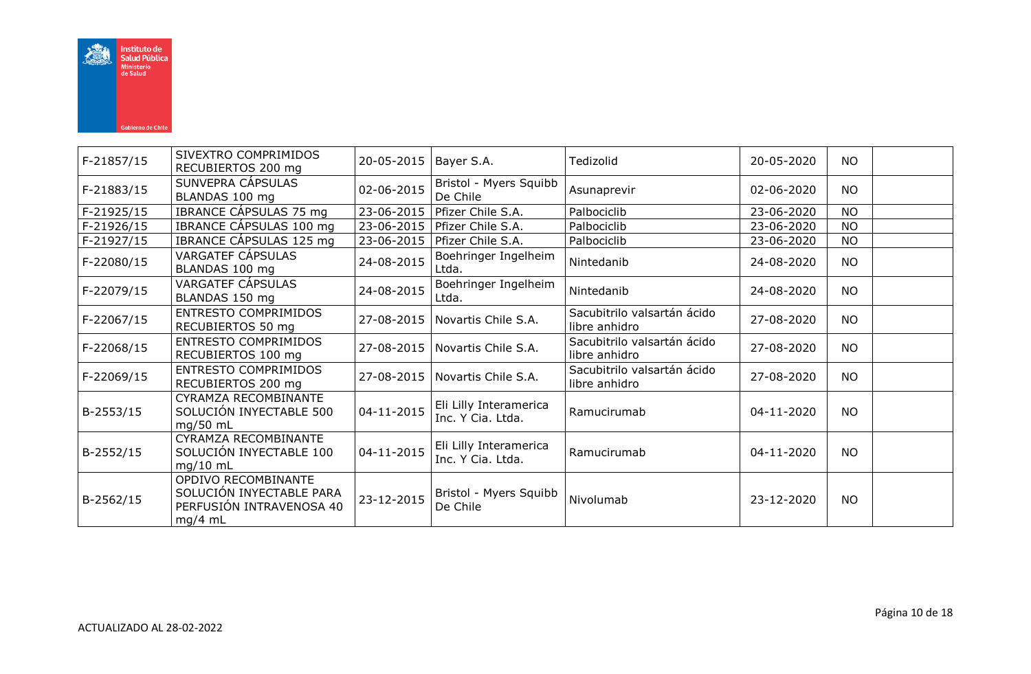| | | | | | | | |
|---|---|---|---|---|---|---|---|
| F-21857/15 | SIVEXTRO COMPRIMIDOS RECUBIERTOS 200 mg | 20-05-2015 | Bayer S.A. | Tedizolid | 20-05-2020 | NO | |
| F-21883/15 | SUNVEPRA CÁPSULAS BLANDAS 100 mg | 02-06-2015 | Bristol - Myers Squibb De Chile | Asunaprevir | 02-06-2020 | NO | |
| F-21925/15 | IBRANCE CÁPSULAS 75 mg | 23-06-2015 | Pfizer Chile S.A. | Palbociclib | 23-06-2020 | NO | |
| F-21926/15 | IBRANCE CÁPSULAS 100 mg | 23-06-2015 | Pfizer Chile S.A. | Palbociclib | 23-06-2020 | NO | |
| F-21927/15 | IBRANCE CÁPSULAS 125 mg | 23-06-2015 | Pfizer Chile S.A. | Palbociclib | 23-06-2020 | NO | |
| F-22080/15 | VARGATEF CÁPSULAS BLANDAS 100 mg | 24-08-2015 | Boehringer Ingelheim Ltda. | Nintedanib | 24-08-2020 | NO | |
| F-22079/15 | VARGATEF CÁPSULAS BLANDAS 150 mg | 24-08-2015 | Boehringer Ingelheim Ltda. | Nintedanib | 24-08-2020 | NO | |
| F-22067/15 | ENTRESTO COMPRIMIDOS RECUBIERTOS 50 mg | 27-08-2015 | Novartis Chile S.A. | Sacubitrilo valsartán ácido libre anhidro | 27-08-2020 | NO | |
| F-22068/15 | ENTRESTO COMPRIMIDOS RECUBIERTOS 100 mg | 27-08-2015 | Novartis Chile S.A. | Sacubitrilo valsartán ácido libre anhidro | 27-08-2020 | NO | |
| F-22069/15 | ENTRESTO COMPRIMIDOS RECUBIERTOS 200 mg | 27-08-2015 | Novartis Chile S.A. | Sacubitrilo valsartán ácido libre anhidro | 27-08-2020 | NO | |
| B-2553/15 | CYRAMZA RECOMBINANTE SOLUCIÓN INYECTABLE 500 mg/50 mL | 04-11-2015 | Eli Lilly Interamerica Inc. Y Cia. Ltda. | Ramucirumab | 04-11-2020 | NO | |
| B-2552/15 | CYRAMZA RECOMBINANTE SOLUCIÓN INYECTABLE 100 mg/10 mL | 04-11-2015 | Eli Lilly Interamerica Inc. Y Cia. Ltda. | Ramucirumab | 04-11-2020 | NO | |
| B-2562/15 | OPDIVO RECOMBINANTE SOLUCIÓN INYECTABLE PARA PERFUSIÓN INTRAVENOSA 40 mg/4 mL | 23-12-2015 | Bristol - Myers Squibb De Chile | Nivolumab | 23-12-2020 | NO | |

ACTUALIZADO AL 28-02-2022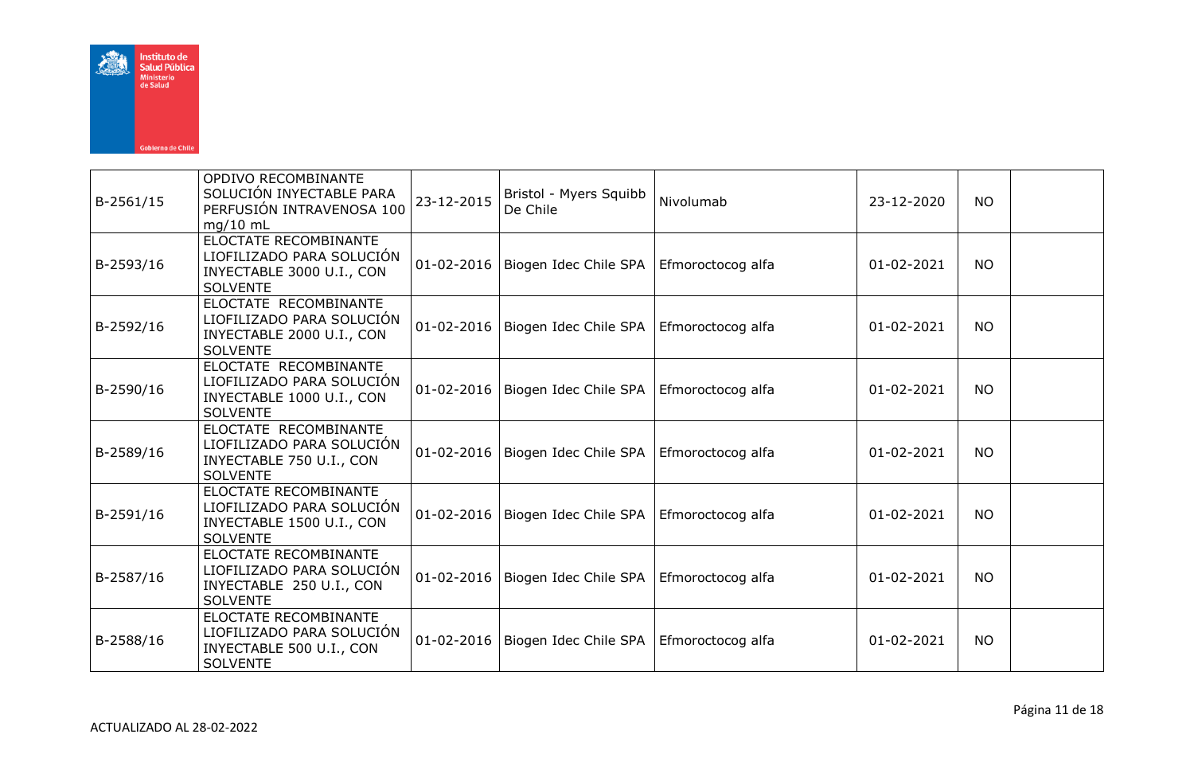| | | | | | | | |
|---|---|---|---|---|---|---|---|
| B-2561/15 | OPDIVO RECOMBINANTE SOLUCIÓN INYECTABLE PARA PERFUSIÓN INTRAVENOSA 100 mg/10 mL | 23-12-2015 | Bristol - Myers Squibb De Chile | Nivolumab | 23-12-2020 | NO | |
| B-2593/16 | ELOCTATE RECOMBINANTE LIOFILIZADO PARA SOLUCIÓN INYECTABLE 3000 U.I., CON SOLVENTE | 01-02-2016 | Biogen Idec Chile SPA | Efmoroctocog alfa | 01-02-2021 | NO | |
| B-2592/16 | ELOCTATE RECOMBINANTE LIOFILIZADO PARA SOLUCIÓN INYECTABLE 2000 U.I., CON SOLVENTE | 01-02-2016 | Biogen Idec Chile SPA | Efmoroctocog alfa | 01-02-2021 | NO | |
| B-2590/16 | ELOCTATE RECOMBINANTE LIOFILIZADO PARA SOLUCIÓN INYECTABLE 1000 U.I., CON SOLVENTE | 01-02-2016 | Biogen Idec Chile SPA | Efmoroctocog alfa | 01-02-2021 | NO | |
| B-2589/16 | ELOCTATE RECOMBINANTE LIOFILIZADO PARA SOLUCIÓN INYECTABLE 750 U.I., CON SOLVENTE | 01-02-2016 | Biogen Idec Chile SPA | Efmoroctocog alfa | 01-02-2021 | NO | |
| B-2591/16 | ELOCTATE RECOMBINANTE LIOFILIZADO PARA SOLUCIÓN INYECTABLE 1500 U.I., CON SOLVENTE | 01-02-2016 | Biogen Idec Chile SPA | Efmoroctocog alfa | 01-02-2021 | NO | |
| B-2587/16 | ELOCTATE RECOMBINANTE LIOFILIZADO PARA SOLUCIÓN INYECTABLE 250 U.I., CON SOLVENTE | 01-02-2016 | Biogen Idec Chile SPA | Efmoroctocog alfa | 01-02-2021 | NO | |
| B-2588/16 | ELOCTATE RECOMBINANTE LIOFILIZADO PARA SOLUCIÓN INYECTABLE 500 U.I., CON SOLVENTE | 01-02-2016 | Biogen Idec Chile SPA | Efmoroctocog alfa | 01-02-2021 | NO | |

ACTUALIZADO AL 28-02-2022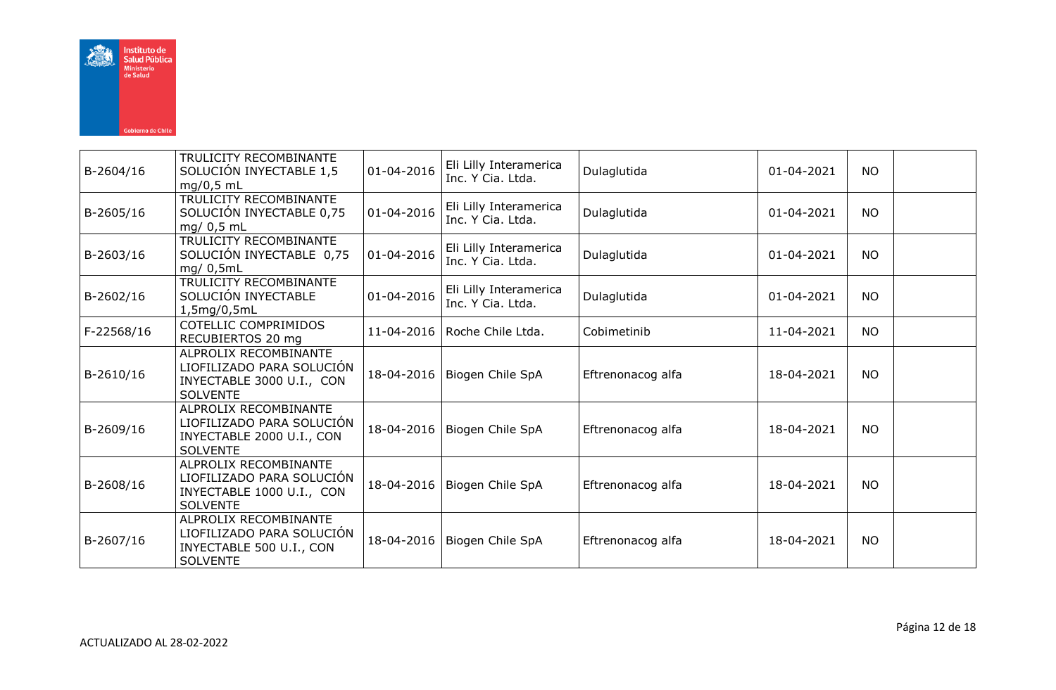| | | | | | | | |
|---|---|---|---|---|---|---|---|
| B-2604/16 | TRULICITY RECOMBINANTE SOLUCIÓN INYECTABLE 1,5 mg/0,5 mL | 01-04-2016 | Eli Lilly Interamerica Inc. Y Cia. Ltda. | Dulaglutida | 01-04-2021 | NO | |
| B-2605/16 | TRULICITY RECOMBINANTE SOLUCIÓN INYECTABLE 0,75 mg/ 0,5 mL | 01-04-2016 | Eli Lilly Interamerica Inc. Y Cia. Ltda. | Dulaglutida | 01-04-2021 | NO | |
| B-2603/16 | TRULICITY RECOMBINANTE SOLUCIÓN INYECTABLE 0,75 mg/ 0,5mL | 01-04-2016 | Eli Lilly Interamerica Inc. Y Cia. Ltda. | Dulaglutida | 01-04-2021 | NO | |
| B-2602/16 | TRULICITY RECOMBINANTE SOLUCIÓN INYECTABLE 1,5mg/0,5mL | 01-04-2016 | Eli Lilly Interamerica Inc. Y Cia. Ltda. | Dulaglutida | 01-04-2021 | NO | |
| F-22568/16 | COTELLIC COMPRIMIDOS RECUBIERTOS 20 mg | 11-04-2016 | Roche Chile Ltda. | Cobimetinib | 11-04-2021 | NO | |
| B-2610/16 | ALPROLIX RECOMBINANTE LIOFILIZADO PARA SOLUCIÓN INYECTABLE 3000 U.I., CON SOLVENTE | 18-04-2016 | Biogen Chile SpA | Eftrenonacog alfa | 18-04-2021 | NO | |
| B-2609/16 | ALPROLIX RECOMBINANTE LIOFILIZADO PARA SOLUCIÓN INYECTABLE 2000 U.I., CON SOLVENTE | 18-04-2016 | Biogen Chile SpA | Eftrenonacog alfa | 18-04-2021 | NO | |
| B-2608/16 | ALPROLIX RECOMBINANTE LIOFILIZADO PARA SOLUCIÓN INYECTABLE 1000 U.I., CON SOLVENTE | 18-04-2016 | Biogen Chile SpA | Eftrenonacog alfa | 18-04-2021 | NO | |
| B-2607/16 | ALPROLIX RECOMBINANTE LIOFILIZADO PARA SOLUCIÓN INYECTABLE 500 U.I., CON SOLVENTE | 18-04-2016 | Biogen Chile SpA | Eftrenonacog alfa | 18-04-2021 | NO | |

ACTUALIZADO AL 28-02-2022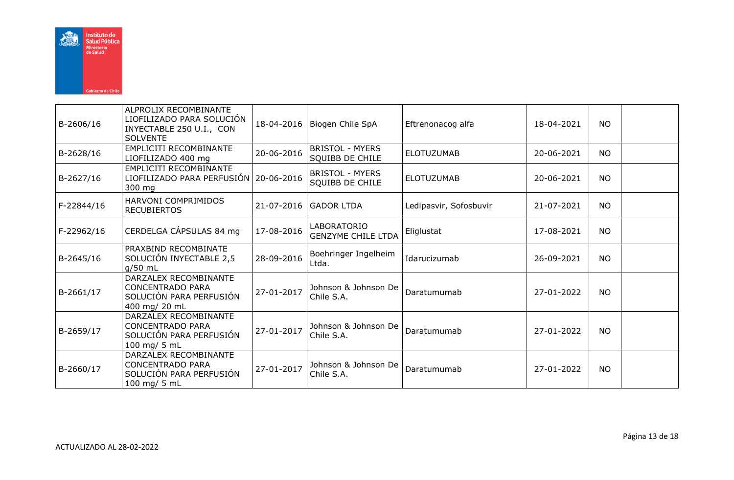| | | | | | | | |
|---|---|---|---|---|---|---|---|
| B-2606/16 | ALPROLIX RECOMBINANTE LIOFILIZADO PARA SOLUCIÓN INYECTABLE 250 U.I., CON SOLVENTE | 18-04-2016 | Biogen Chile SpA | Eftrenonacog alfa | 18-04-2021 | NO | |
| B-2628/16 | EMPLICITI RECOMBINANTE LIOFILIZADO 400 mg | 20-06-2016 | BRISTOL - MYERS SQUIBB DE CHILE | ELOTUZUMAB | 20-06-2021 | NO | |
| B-2627/16 | EMPLICITI RECOMBINANTE LIOFILIZADO PARA PERFUSIÓN 300 mg | 20-06-2016 | BRISTOL - MYERS SQUIBB DE CHILE | ELOTUZUMAB | 20-06-2021 | NO | |
| F-22844/16 | HARVONI COMPRIMIDOS RECUBIERTOS | 21-07-2016 | GADOR LTDA | Ledipasvir, Sofosbuvir | 21-07-2021 | NO | |
| F-22962/16 | CERDELGA CÁPSULAS 84 mg | 17-08-2016 | LABORATORIO GENZYME CHILE LTDA | Eliglustat | 17-08-2021 | NO | |
| B-2645/16 | PRAXBIND RECOMBINATE SOLUCIÓN INYECTABLE 2,5 g/50 mL | 28-09-2016 | Boehringer Ingelheim Ltda. | Idarucizumab | 26-09-2021 | NO | |
| B-2661/17 | DARZALEX RECOMBINANTE CONCENTRADO PARA SOLUCIÓN PARA PERFUSIÓN 400 mg/ 20 mL | 27-01-2017 | Johnson & Johnson De Chile S.A. | Daratumumab | 27-01-2022 | NO | |
| B-2659/17 | DARZALEX RECOMBINANTE CONCENTRADO PARA SOLUCIÓN PARA PERFUSIÓN 100 mg/ 5 mL | 27-01-2017 | Johnson & Johnson De Chile S.A. | Daratumumab | 27-01-2022 | NO | |
| B-2660/17 | DARZALEX RECOMBINANTE CONCENTRADO PARA SOLUCIÓN PARA PERFUSIÓN 100 mg/ 5 mL | 27-01-2017 | Johnson & Johnson De Chile S.A. | Daratumumab | 27-01-2022 | NO | |

ACTUALIZADO AL 28-02-2022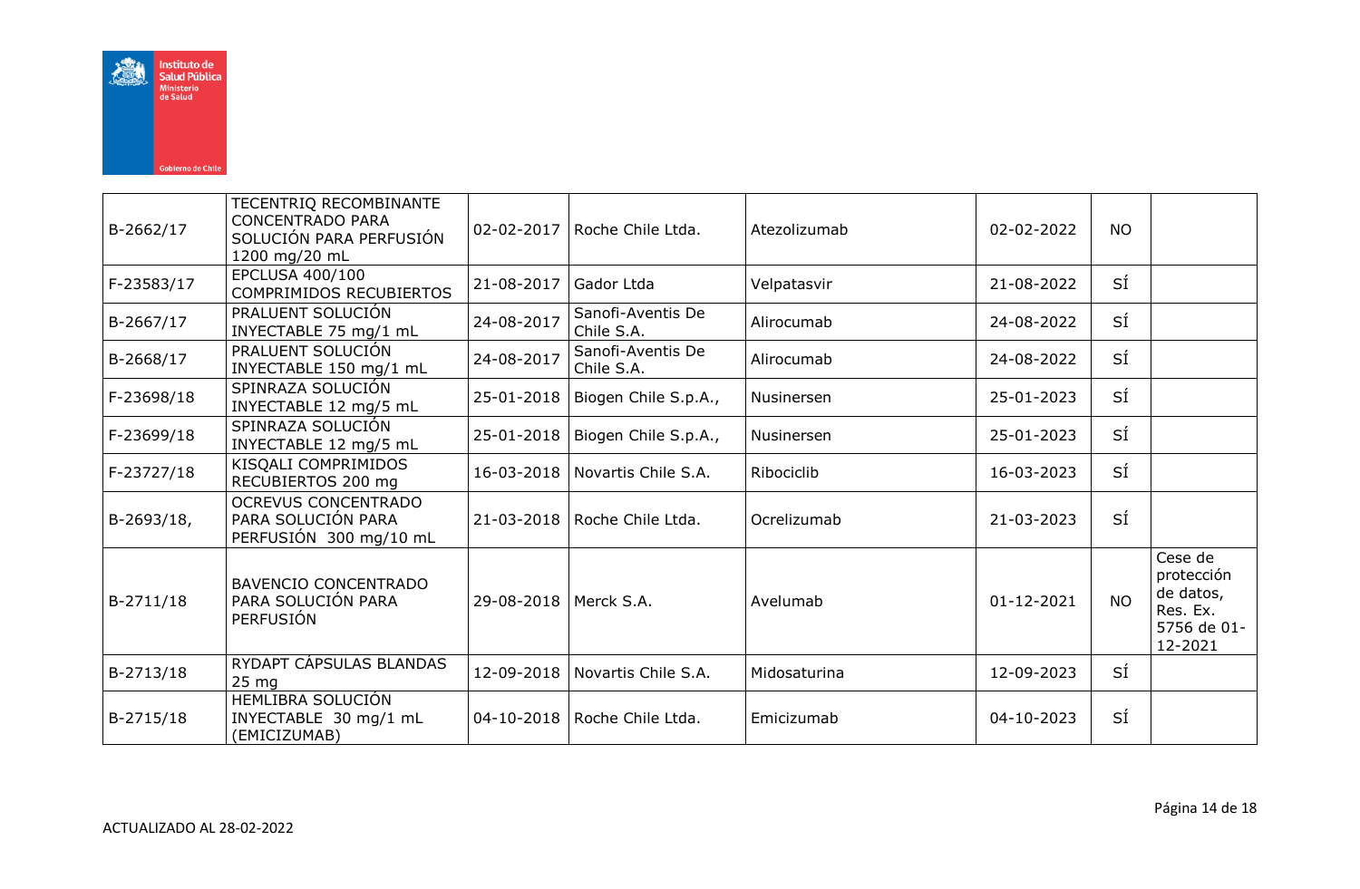| | | | | | | | |
|---|---|---|---|---|---|---|---|
| B-2662/17 | TECENTRIQ RECOMBINANTE CONCENTRADO PARA SOLUCIÓN PARA PERFUSIÓN 1200 mg/20 mL | 02-02-2017 | Roche Chile Ltda. | Atezolizumab | 02-02-2022 | NO | |
| F-23583/17 | EPCLUSA 400/100 COMPRIMIDOS RECUBIERTOS | 21-08-2017 | Gador Ltda | Velpatasvir | 21-08-2022 | SÍ | |
| B-2667/17 | PRALUENT SOLUCIÓN INYECTABLE 75 mg/1 mL | 24-08-2017 | Sanofi-Aventis De Chile S.A. | Alirocumab | 24-08-2022 | SÍ | |
| B-2668/17 | PRALUENT SOLUCIÓN INYECTABLE 150 mg/1 mL | 24-08-2017 | Sanofi-Aventis De Chile S.A. | Alirocumab | 24-08-2022 | SÍ | |
| F-23698/18 | SPINRAZA SOLUCIÓN INYECTABLE 12 mg/5 mL | 25-01-2018 | Biogen Chile S.p.A., | Nusinersen | 25-01-2023 | SÍ | |
| F-23699/18 | SPINRAZA SOLUCIÓN INYECTABLE 12 mg/5 mL | 25-01-2018 | Biogen Chile S.p.A., | Nusinersen | 25-01-2023 | SÍ | |
| F-23727/18 | KISQALI COMPRIMIDOS RECUBIERTOS 200 mg | 16-03-2018 | Novartis Chile S.A. | Ribociclib | 16-03-2023 | SÍ | |
| B-2693/18, | OCREVUS CONCENTRADO PARA SOLUCIÓN PARA PERFUSIÓN 300 mg/10 mL | 21-03-2018 | Roche Chile Ltda. | Ocrelizumab | 21-03-2023 | SÍ | |
| B-2711/18 | BAVENCIO CONCENTRADO PARA SOLUCIÓN PARA PERFUSIÓN | 29-08-2018 | Merck S.A. | Avelumab | 01-12-2021 | NO | Cese de protección de datos, Res. Ex. 5756 de 01-12-2021 |
| B-2713/18 | RYDAPT CÁPSULAS BLANDAS 25 mg | 12-09-2018 | Novartis Chile S.A. | Midosaturina | 12-09-2023 | SÍ | |
| B-2715/18 | HEMLIBRA SOLUCIÓN INYECTABLE 30 mg/1 mL (EMICIZUMAB) | 04-10-2018 | Roche Chile Ltda. | Emicizumab | 04-10-2023 | SÍ | |

ACTUALIZADO AL 28-02-2022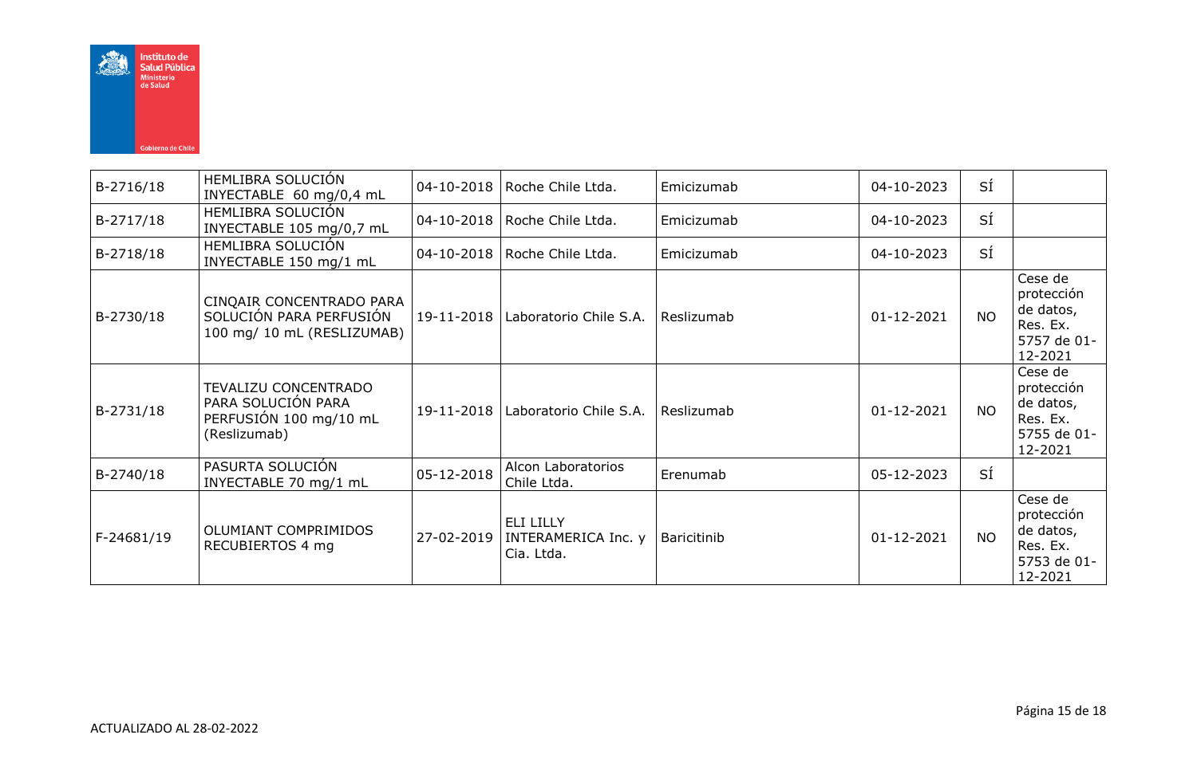| | | | | | | | |
|---|---|---|---|---|---|---|---|
| B-2716/18 | HEMLIBRA SOLUCIÓN INYECTABLE 60 mg/0,4 mL | 04-10-2018 | Roche Chile Ltda. | Emicizumab | 04-10-2023 | SÍ | |
| B-2717/18 | HEMLIBRA SOLUCIÓN INYECTABLE 105 mg/0,7 mL | 04-10-2018 | Roche Chile Ltda. | Emicizumab | 04-10-2023 | SÍ | |
| B-2718/18 | HEMLIBRA SOLUCIÓN INYECTABLE 150 mg/1 mL | 04-10-2018 | Roche Chile Ltda. | Emicizumab | 04-10-2023 | SÍ | |
| B-2730/18 | CINQAIR CONCENTRADO PARA SOLUCIÓN PARA PERFUSIÓN 100 mg/ 10 mL (RESLIZUMAB) | 19-11-2018 | Laboratorio Chile S.A. | Reslizumab | 01-12-2021 | NO | Cese de protección de datos, Res. Ex. 5757 de 01-12-2021 |
| B-2731/18 | TEVALIZU CONCENTRADO PARA SOLUCIÓN PARA PERFUSIÓN 100 mg/10 mL (Reslizumab) | 19-11-2018 | Laboratorio Chile S.A. | Reslizumab | 01-12-2021 | NO | Cese de protección de datos, Res. Ex. 5755 de 01-12-2021 |
| B-2740/18 | PASURTA SOLUCIÓN INYECTABLE 70 mg/1 mL | 05-12-2018 | Alcon Laboratorios Chile Ltda. | Erenumab | 05-12-2023 | SÍ | |
| F-24681/19 | OLUMIANT COMPRIMIDOS RECUBIERTOS 4 mg | 27-02-2019 | ELI LILLY INTERAMERICA Inc. y Cia. Ltda. | Baricitinib | 01-12-2021 | NO | Cese de protección de datos, Res. Ex. 5753 de 01-12-2021 |

ACTUALIZADO AL 28-02-2022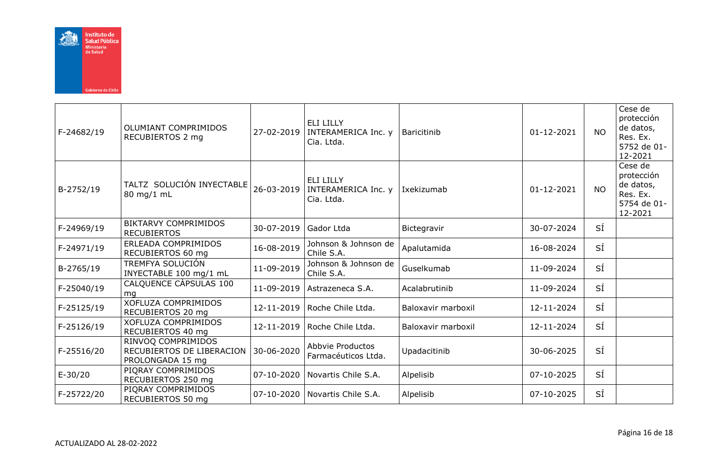| F-24682/19 | OLUMIANT COMPRIMIDOS RECUBIERTOS 2 mg | 27-02-2019 | ELI LILLY INTERAMERICA Inc. y Cia. Ltda. | Baricitinib | 01-12-2021 | NO | Cese de protección de datos, Res. Ex. 5752 de 01-12-2021 |
|---|---|---|---|---|---|---|---|
| B-2752/19 | TALTZ SOLUCIÓN INYECTABLE 80 mg/1 mL | 26-03-2019 | ELI LILLY INTERAMERICA Inc. y Cia. Ltda. | Ixekizumab | 01-12-2021 | NO | Cese de protección de datos, Res. Ex. 5754 de 01-12-2021 |
| F-24969/19 | BIKTARVY COMPRIMIDOS RECUBIERTOS | 30-07-2019 | Gador Ltda | Bictegravir | 30-07-2024 | SÍ | |
| F-24971/19 | ERLEADA COMPRIMIDOS RECUBIERTOS 60 mg | 16-08-2019 | Johnson & Johnson de Chile S.A. | Apalutamida | 16-08-2024 | SÍ | |
| B-2765/19 | TREMFYA SOLUCIÓN INYECTABLE 100 mg/1 mL | 11-09-2019 | Johnson & Johnson de Chile S.A. | Guselkumab | 11-09-2024 | SÍ | |
| F-25040/19 | CALQUENCE CÁPSULAS 100 mg | 11-09-2019 | Astrazeneca S.A. | Acalabrutinib | 11-09-2024 | SÍ | |
| F-25125/19 | XOFLUZA COMPRIMIDOS RECUBIERTOS 20 mg | 12-11-2019 | Roche Chile Ltda. | Baloxavir marboxil | 12-11-2024 | SÍ | |
| F-25126/19 | XOFLUZA COMPRIMIDOS RECUBIERTOS 40 mg | 12-11-2019 | Roche Chile Ltda. | Baloxavir marboxil | 12-11-2024 | SÍ | |
| F-25516/20 | RINVOQ COMPRIMIDOS RECUBIERTOS DE LIBERACION PROLONGADA 15 mg | 30-06-2020 | Abbvie Productos Farmacéuticos Ltda. | Upadacitinib | 30-06-2025 | SÍ | |
| E-30/20 | PIQRAY COMPRIMIDOS RECUBIERTOS 250 mg | 07-10-2020 | Novartis Chile S.A. | Alpelisib | 07-10-2025 | SÍ | |
| F-25722/20 | PIQRAY COMPRIMIDOS RECUBIERTOS 50 mg | 07-10-2020 | Novartis Chile S.A. | Alpelisib | 07-10-2025 | SÍ | |

ACTUALIZADO AL 28-02-2022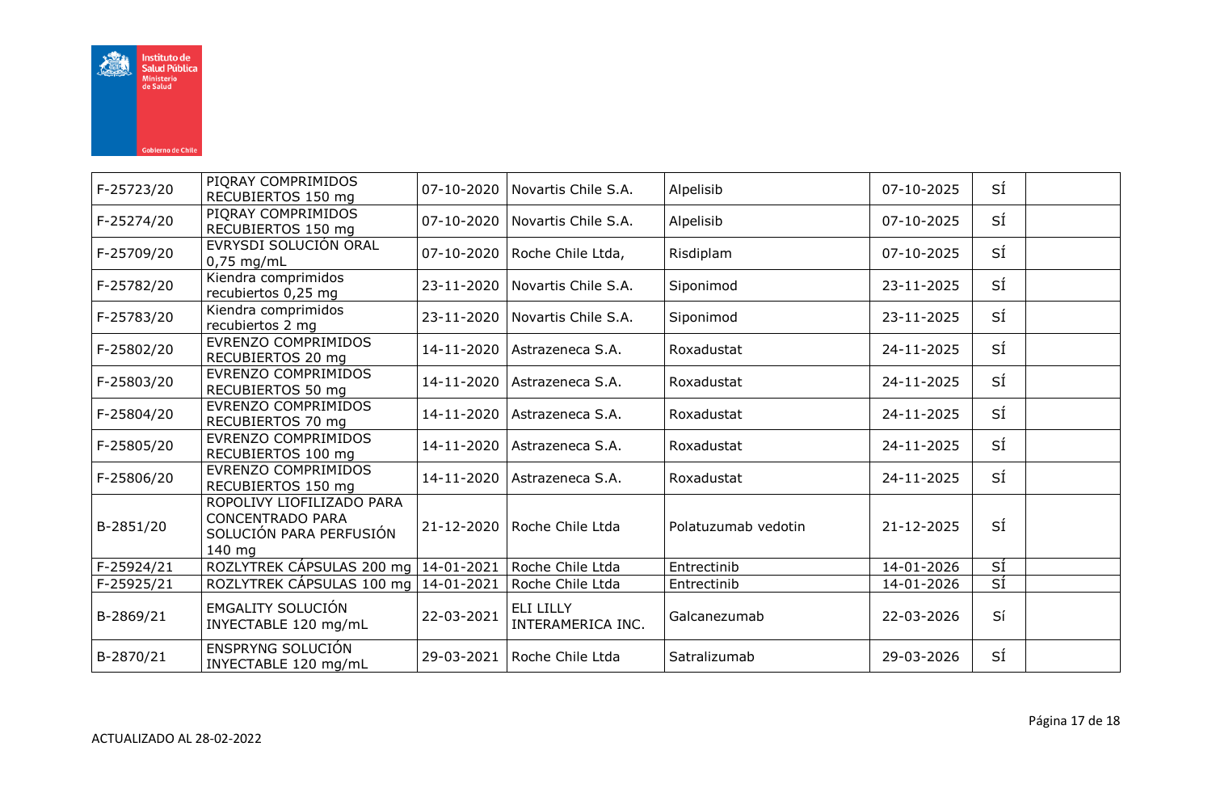| | | | | | | | |
|---|---|---|---|---|---|---|---|
| F-25723/20 | PIQRAY COMPRIMIDOS RECUBIERTOS 150 mg | 07-10-2020 | Novartis Chile S.A. | Alpelisib | 07-10-2025 | SÍ | |
| F-25274/20 | PIQRAY COMPRIMIDOS RECUBIERTOS 150 mg | 07-10-2020 | Novartis Chile S.A. | Alpelisib | 07-10-2025 | SÍ | |
| F-25709/20 | EVRYSDI SOLUCIÓN ORAL 0,75 mg/mL | 07-10-2020 | Roche Chile Ltda, | Risdiplam | 07-10-2025 | SÍ | |
| F-25782/20 | Kiendra comprimidos recubiertos 0,25 mg | 23-11-2020 | Novartis Chile S.A. | Siponimod | 23-11-2025 | SÍ | |
| F-25783/20 | Kiendra comprimidos recubiertos 2 mg | 23-11-2020 | Novartis Chile S.A. | Siponimod | 23-11-2025 | SÍ | |
| F-25802/20 | EVRENZO COMPRIMIDOS RECUBIERTOS 20 mg | 14-11-2020 | Astrazeneca S.A. | Roxadustat | 24-11-2025 | SÍ | |
| F-25803/20 | EVRENZO COMPRIMIDOS RECUBIERTOS 50 mg | 14-11-2020 | Astrazeneca S.A. | Roxadustat | 24-11-2025 | SÍ | |
| F-25804/20 | EVRENZO COMPRIMIDOS RECUBIERTOS 70 mg | 14-11-2020 | Astrazeneca S.A. | Roxadustat | 24-11-2025 | SÍ | |
| F-25805/20 | EVRENZO COMPRIMIDOS RECUBIERTOS 100 mg | 14-11-2020 | Astrazeneca S.A. | Roxadustat | 24-11-2025 | SÍ | |
| F-25806/20 | EVRENZO COMPRIMIDOS RECUBIERTOS 150 mg | 14-11-2020 | Astrazeneca S.A. | Roxadustat | 24-11-2025 | SÍ | |
| B-2851/20 | ROPOLIVY LIOFILIZADO PARA CONCENTRADO PARA SOLUCIÓN PARA PERFUSIÓN 140 mg | 21-12-2020 | Roche Chile Ltda | Polatuzumab vedotin | 21-12-2025 | SÍ | |
| F-25924/21 | ROZLYTREK CÁPSULAS 200 mg | 14-01-2021 | Roche Chile Ltda | Entrectinib | 14-01-2026 | SÍ | |
| F-25925/21 | ROZLYTREK CÁPSULAS 100 mg | 14-01-2021 | Roche Chile Ltda | Entrectinib | 14-01-2026 | SÍ | |
| B-2869/21 | EMGALITY SOLUCIÓN INYECTABLE 120 mg/mL | 22-03-2021 | ELI LILLY INTERAMERICA INC. | Galcanezumab | 22-03-2026 | Sí | |
| B-2870/21 | ENSPRYNG SOLUCIÓN INYECTABLE 120 mg/mL | 29-03-2021 | Roche Chile Ltda | Satralizumab | 29-03-2026 | SÍ | |

ACTUALIZADO AL 28-02-2022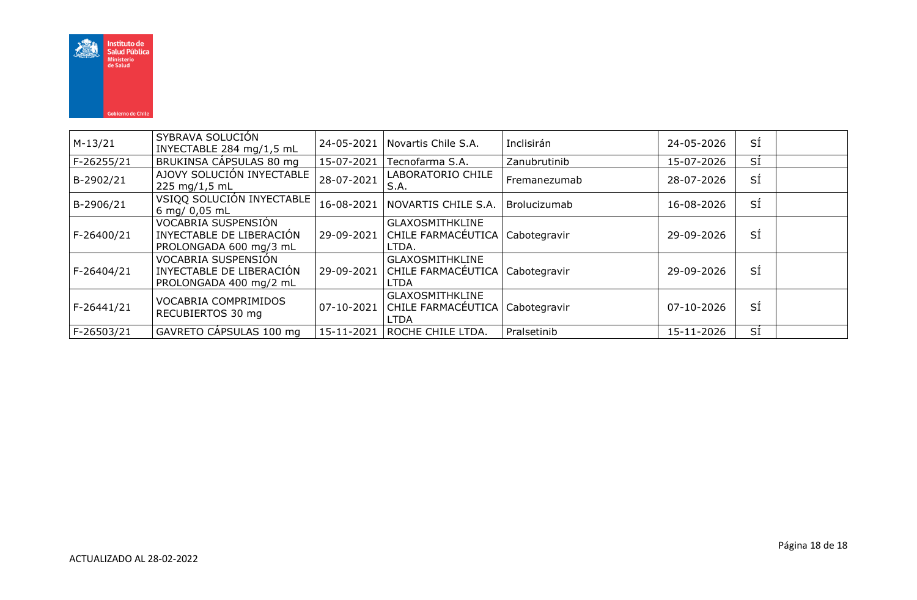| | | | | | | | |
|---|---|---|---|---|---|---|---|
| M-13/21 | SYBRAVA SOLUCIÓN INYECTABLE 284 mg/1,5 mL | 24-05-2021 | Novartis Chile S.A. | Inclisirán | 24-05-2026 | SÍ | |
| F-26255/21 | BRUKINSA CÁPSULAS 80 mg | 15-07-2021 | Tecnofarma S.A. | Zanubrutinib | 15-07-2026 | SÍ | |
| B-2902/21 | AJOVY SOLUCIÓN INYECTABLE 225 mg/1,5 mL | 28-07-2021 | LABORATORIO CHILE S.A. | Fremanezumab | 28-07-2026 | SÍ | |
| B-2906/21 | VSIQQ SOLUCIÓN INYECTABLE 6 mg/ 0,05 mL | 16-08-2021 | NOVARTIS CHILE S.A. | Brolucizumab | 16-08-2026 | SÍ | |
| F-26400/21 | VOCABRIA SUSPENSIÓN INYECTABLE DE LIBERACIÓN PROLONGADA 600 mg/3 mL | 29-09-2021 | GLAXOSMITHKLINE CHILE FARMACÉUTICA LTDA. | Cabotegravir | 29-09-2026 | SÍ | |
| F-26404/21 | VOCABRIA SUSPENSIÓN INYECTABLE DE LIBERACIÓN PROLONGADA 400 mg/2 mL | 29-09-2021 | GLAXOSMITHKLINE CHILE FARMACÉUTICA LTDA | Cabotegravir | 29-09-2026 | SÍ | |
| F-26441/21 | VOCABRIA COMPRIMIDOS RECUBIERTOS 30 mg | 07-10-2021 | GLAXOSMITHKLINE CHILE FARMACÉUTICA LTDA | Cabotegravir | 07-10-2026 | SÍ | |
| F-26503/21 | GAVRETO CÁPSULAS 100 mg | 15-11-2021 | ROCHE CHILE LTDA. | Pralsetinib | 15-11-2026 | SÍ | |

ACTUALIZADO AL 28-02-2022